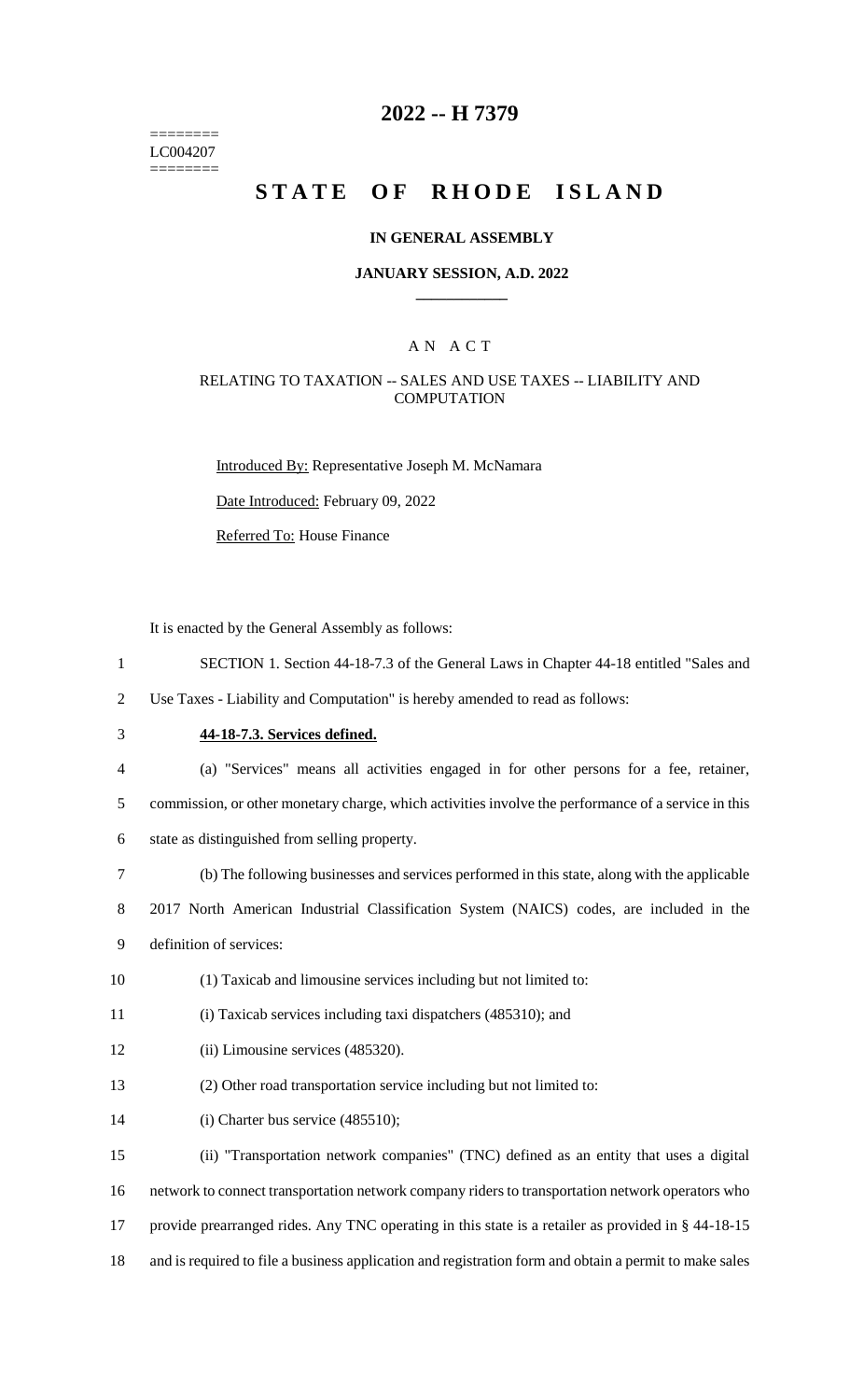2022 -- H 7379

========
LC004207
========

# STATE OF RHODE ISLAND

## IN GENERAL ASSEMBLY

### JANUARY SESSION, A.D. 2022

____________

A N A C T

RELATING TO TAXATION -- SALES AND USE TAXES -- LIABILITY AND COMPUTATION

Introduced By: Representative Joseph M. McNamara

Date Introduced: February 09, 2022

Referred To: House Finance

It is enacted by the General Assembly as follows:

1 SECTION 1. Section 44-18-7.3 of the General Laws in Chapter 44-18 entitled "Sales and
2 Use Taxes - Liability and Computation" is hereby amended to read as follows:

3 **44-18-7.3. Services defined.**

4 (a) "Services" means all activities engaged in for other persons for a fee, retainer,
5 commission, or other monetary charge, which activities involve the performance of a service in this
6 state as distinguished from selling property.

7 (b) The following businesses and services performed in this state, along with the applicable
8 2017 North American Industrial Classification System (NAICS) codes, are included in the
9 definition of services:

10 (1) Taxicab and limousine services including but not limited to:

11 (i) Taxicab services including taxi dispatchers (485310); and

12 (ii) Limousine services (485320).

13 (2) Other road transportation service including but not limited to:

14 (i) Charter bus service (485510);

15 (ii) "Transportation network companies" (TNC) defined as an entity that uses a digital
16 network to connect transportation network company riders to transportation network operators who
17 provide prearranged rides. Any TNC operating in this state is a retailer as provided in § 44-18-15
18 and is required to file a business application and registration form and obtain a permit to make sales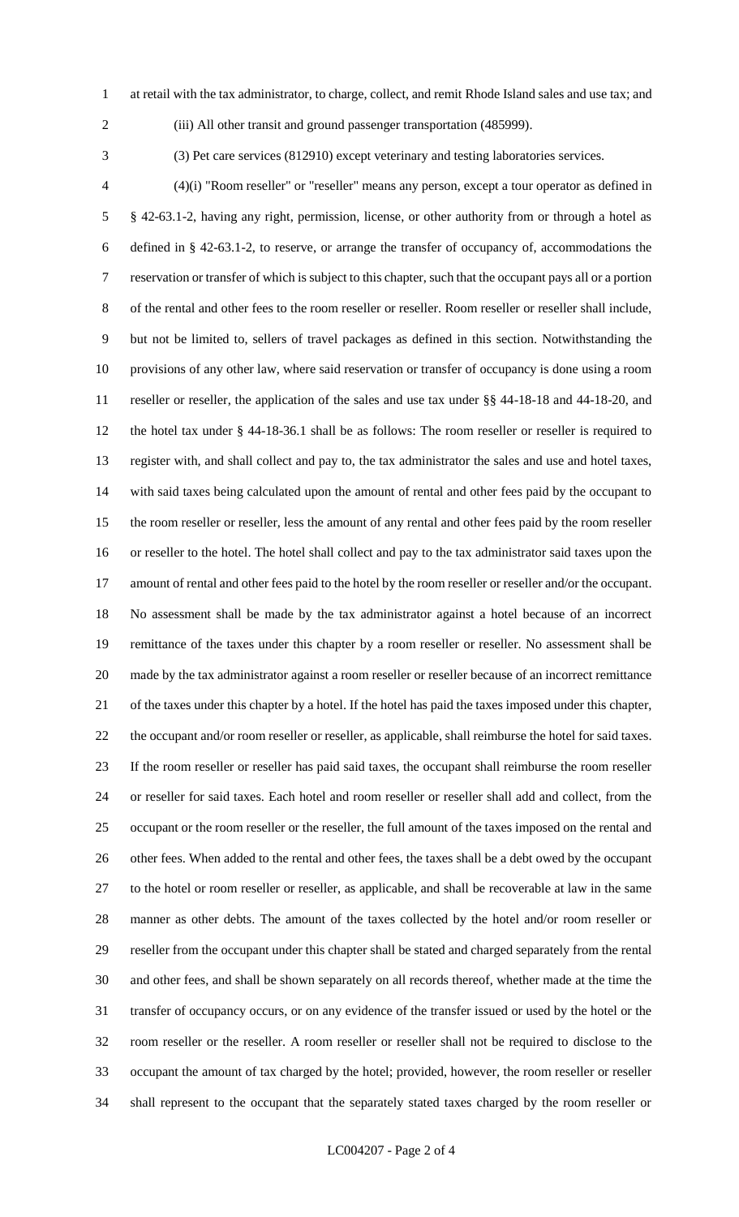at retail with the tax administrator, to charge, collect, and remit Rhode Island sales and use tax; and

(iii) All other transit and ground passenger transportation (485999).

(3) Pet care services (812910) except veterinary and testing laboratories services.

(4)(i) "Room reseller" or "reseller" means any person, except a tour operator as defined in § 42-63.1-2, having any right, permission, license, or other authority from or through a hotel as defined in § 42-63.1-2, to reserve, or arrange the transfer of occupancy of, accommodations the reservation or transfer of which is subject to this chapter, such that the occupant pays all or a portion of the rental and other fees to the room reseller or reseller. Room reseller or reseller shall include, but not be limited to, sellers of travel packages as defined in this section. Notwithstanding the provisions of any other law, where said reservation or transfer of occupancy is done using a room reseller or reseller, the application of the sales and use tax under §§ 44-18-18 and 44-18-20, and the hotel tax under § 44-18-36.1 shall be as follows: The room reseller or reseller is required to register with, and shall collect and pay to, the tax administrator the sales and use and hotel taxes, with said taxes being calculated upon the amount of rental and other fees paid by the occupant to the room reseller or reseller, less the amount of any rental and other fees paid by the room reseller or reseller to the hotel. The hotel shall collect and pay to the tax administrator said taxes upon the amount of rental and other fees paid to the hotel by the room reseller or reseller and/or the occupant. No assessment shall be made by the tax administrator against a hotel because of an incorrect remittance of the taxes under this chapter by a room reseller or reseller. No assessment shall be made by the tax administrator against a room reseller or reseller because of an incorrect remittance of the taxes under this chapter by a hotel. If the hotel has paid the taxes imposed under this chapter, the occupant and/or room reseller or reseller, as applicable, shall reimburse the hotel for said taxes. If the room reseller or reseller has paid said taxes, the occupant shall reimburse the room reseller or reseller for said taxes. Each hotel and room reseller or reseller shall add and collect, from the occupant or the room reseller or the reseller, the full amount of the taxes imposed on the rental and other fees. When added to the rental and other fees, the taxes shall be a debt owed by the occupant to the hotel or room reseller or reseller, as applicable, and shall be recoverable at law in the same manner as other debts. The amount of the taxes collected by the hotel and/or room reseller or reseller from the occupant under this chapter shall be stated and charged separately from the rental and other fees, and shall be shown separately on all records thereof, whether made at the time the transfer of occupancy occurs, or on any evidence of the transfer issued or used by the hotel or the room reseller or the reseller. A room reseller or reseller shall not be required to disclose to the occupant the amount of tax charged by the hotel; provided, however, the room reseller or reseller shall represent to the occupant that the separately stated taxes charged by the room reseller or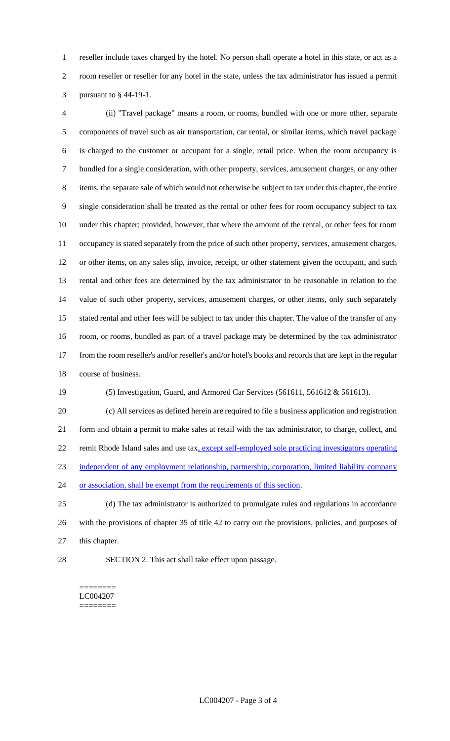reseller include taxes charged by the hotel. No person shall operate a hotel in this state, or act as a room reseller or reseller for any hotel in the state, unless the tax administrator has issued a permit pursuant to § 44-19-1.

(ii) "Travel package" means a room, or rooms, bundled with one or more other, separate components of travel such as air transportation, car rental, or similar items, which travel package is charged to the customer or occupant for a single, retail price. When the room occupancy is bundled for a single consideration, with other property, services, amusement charges, or any other items, the separate sale of which would not otherwise be subject to tax under this chapter, the entire single consideration shall be treated as the rental or other fees for room occupancy subject to tax under this chapter; provided, however, that where the amount of the rental, or other fees for room occupancy is stated separately from the price of such other property, services, amusement charges, or other items, on any sales slip, invoice, receipt, or other statement given the occupant, and such rental and other fees are determined by the tax administrator to be reasonable in relation to the value of such other property, services, amusement charges, or other items, only such separately stated rental and other fees will be subject to tax under this chapter. The value of the transfer of any room, or rooms, bundled as part of a travel package may be determined by the tax administrator from the room reseller's and/or reseller's and/or hotel's books and records that are kept in the regular course of business.

(5) Investigation, Guard, and Armored Car Services (561611, 561612 & 561613).

(c) All services as defined herein are required to file a business application and registration form and obtain a permit to make sales at retail with the tax administrator, to charge, collect, and remit Rhode Island sales and use tax, except self-employed sole practicing investigators operating independent of any employment relationship, partnership, corporation, limited liability company or association, shall be exempt from the requirements of this section.

(d) The tax administrator is authorized to promulgate rules and regulations in accordance with the provisions of chapter 35 of title 42 to carry out the provisions, policies, and purposes of this chapter.

SECTION 2. This act shall take effect upon passage.

========
LC004207
========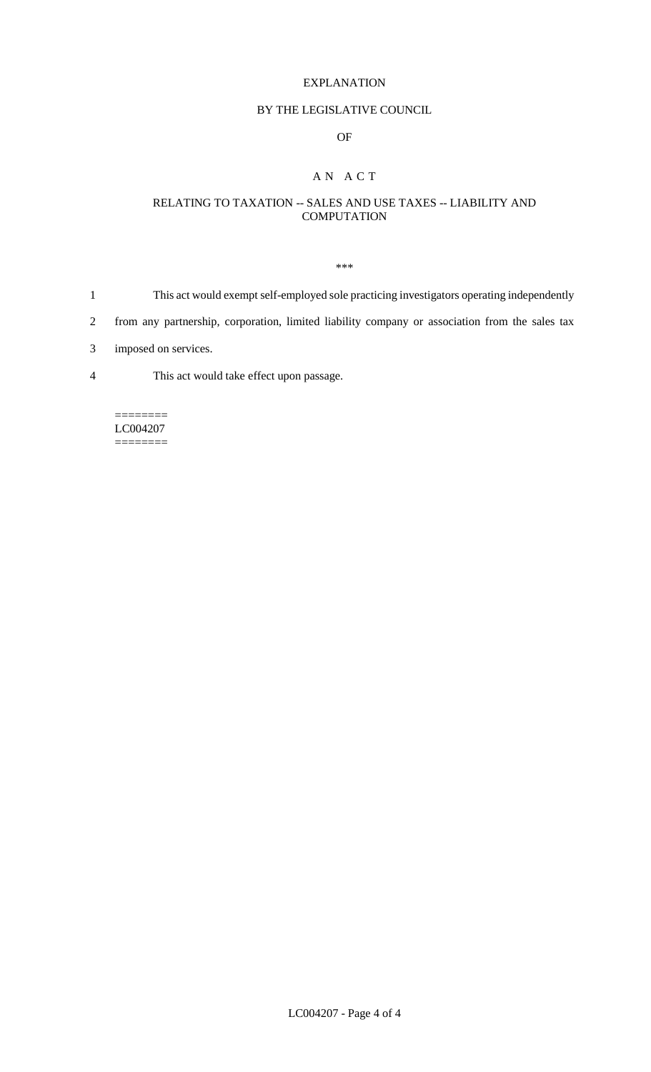EXPLANATION

BY THE LEGISLATIVE COUNCIL

OF

A N A C T

RELATING TO TAXATION -- SALES AND USE TAXES -- LIABILITY AND COMPUTATION

\*\*\*

1 This act would exempt self-employed sole practicing investigators operating independently
2 from any partnership, corporation, limited liability company or association from the sales tax
3 imposed on services.
4 This act would take effect upon passage.

========
LC004207
========